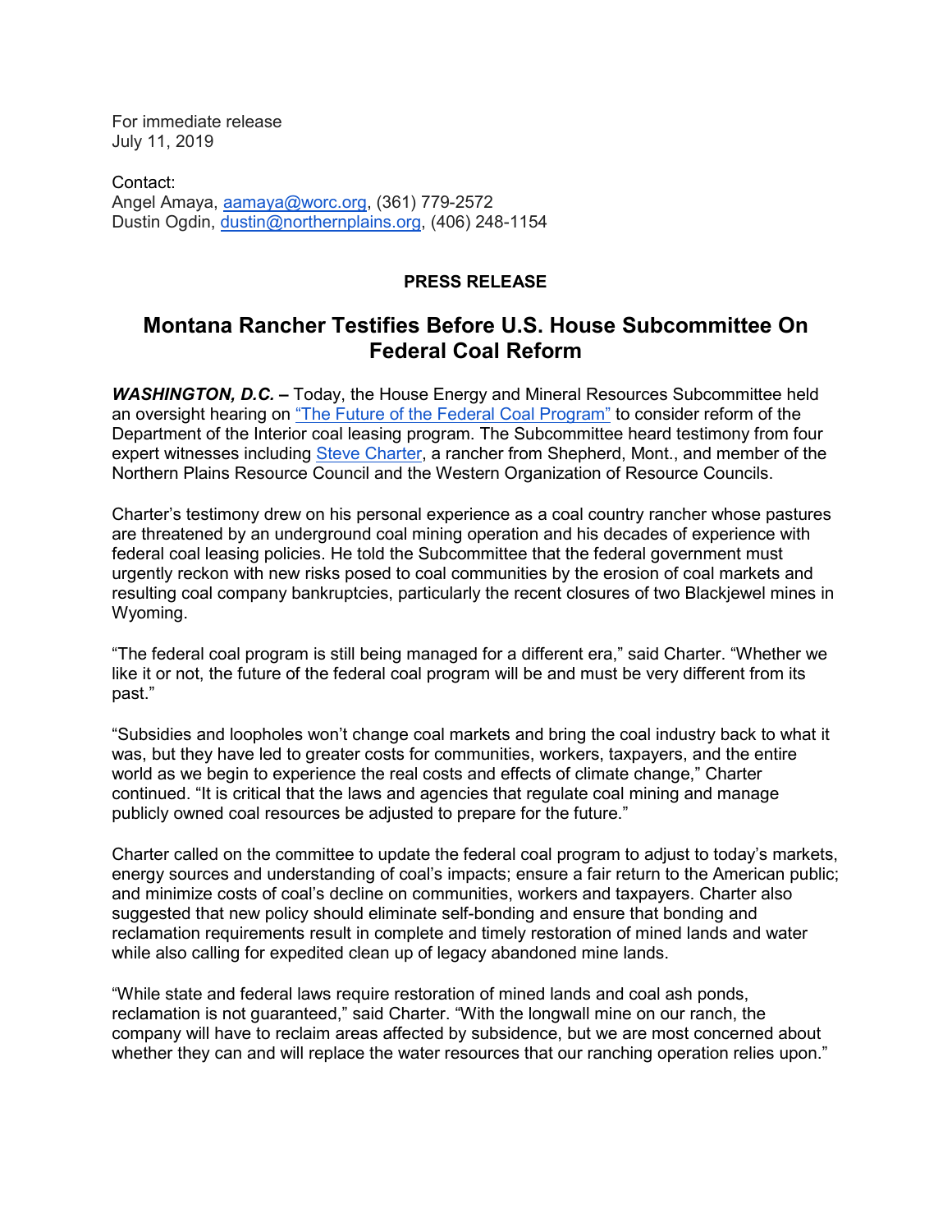For immediate release
July 11, 2019

Contact:
Angel Amaya, aamaya@worc.org, (361) 779-2572
Dustin Ogdin, dustin@northernplains.org, (406) 248-1154

**PRESS RELEASE**

# Montana Rancher Testifies Before U.S. House Subcommittee On Federal Coal Reform

***WASHINGTON, D.C.*** **–** Today, the House Energy and Mineral Resources Subcommittee held an oversight hearing on "The Future of the Federal Coal Program" to consider reform of the Department of the Interior coal leasing program. The Subcommittee heard testimony from four expert witnesses including Steve Charter, a rancher from Shepherd, Mont., and member of the Northern Plains Resource Council and the Western Organization of Resource Councils.

Charter's testimony drew on his personal experience as a coal country rancher whose pastures are threatened by an underground coal mining operation and his decades of experience with federal coal leasing policies. He told the Subcommittee that the federal government must urgently reckon with new risks posed to coal communities by the erosion of coal markets and resulting coal company bankruptcies, particularly the recent closures of two Blackjewel mines in Wyoming.

"The federal coal program is still being managed for a different era," said Charter. "Whether we like it or not, the future of the federal coal program will be and must be very different from its past."

"Subsidies and loopholes won't change coal markets and bring the coal industry back to what it was, but they have led to greater costs for communities, workers, taxpayers, and the entire world as we begin to experience the real costs and effects of climate change," Charter continued. "It is critical that the laws and agencies that regulate coal mining and manage publicly owned coal resources be adjusted to prepare for the future."

Charter called on the committee to update the federal coal program to adjust to today's markets, energy sources and understanding of coal's impacts; ensure a fair return to the American public; and minimize costs of coal's decline on communities, workers and taxpayers. Charter also suggested that new policy should eliminate self-bonding and ensure that bonding and reclamation requirements result in complete and timely restoration of mined lands and water while also calling for expedited clean up of legacy abandoned mine lands.

"While state and federal laws require restoration of mined lands and coal ash ponds, reclamation is not guaranteed," said Charter. "With the longwall mine on our ranch, the company will have to reclaim areas affected by subsidence, but we are most concerned about whether they can and will replace the water resources that our ranching operation relies upon."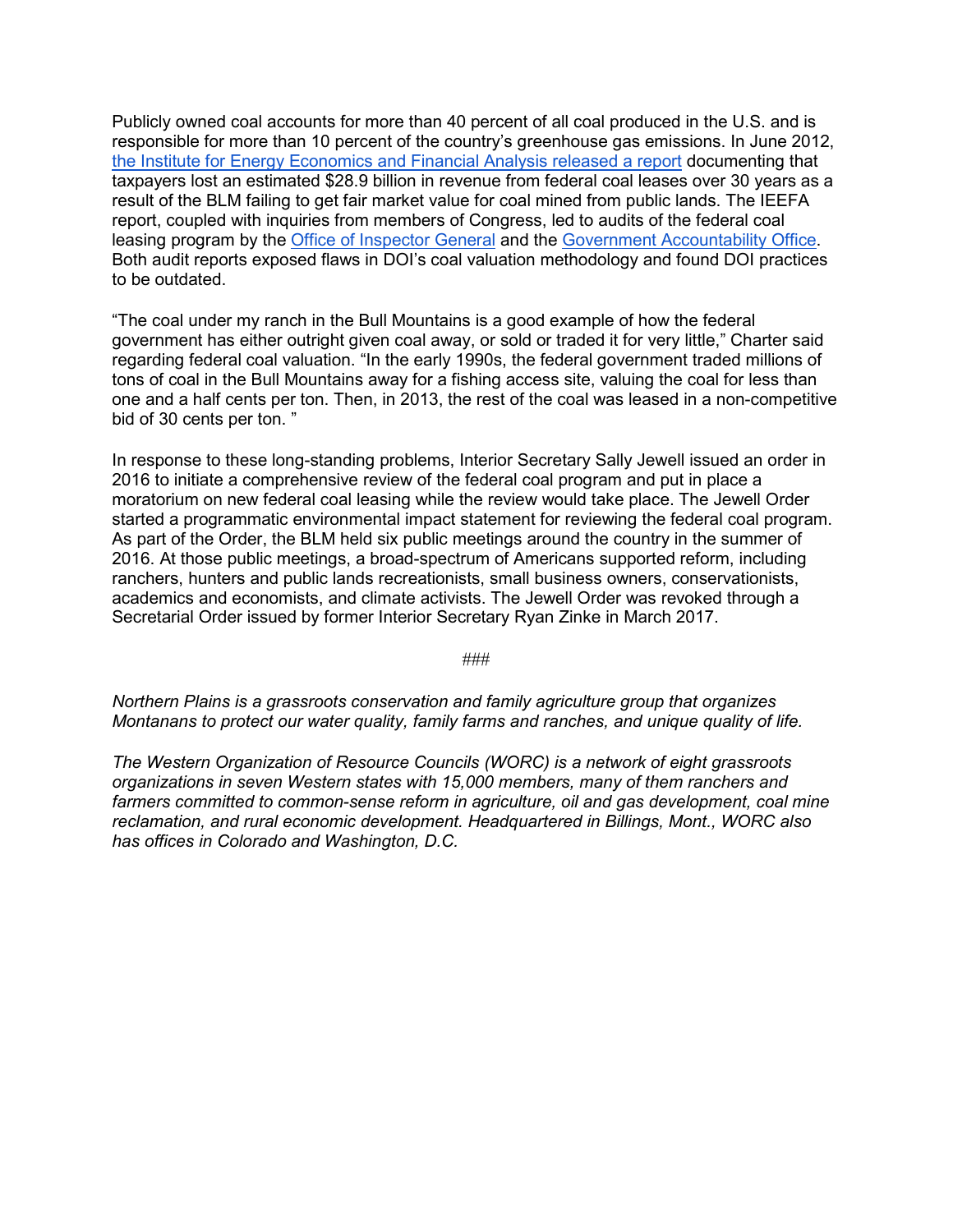Publicly owned coal accounts for more than 40 percent of all coal produced in the U.S. and is responsible for more than 10 percent of the country's greenhouse gas emissions. In June 2012, [the Institute for Energy Economics and Financial Analysis released a report] documenting that taxpayers lost an estimated $28.9 billion in revenue from federal coal leases over 30 years as a result of the BLM failing to get fair market value for coal mined from public lands. The IEEFA report, coupled with inquiries from members of Congress, led to audits of the federal coal leasing program by the [Office of Inspector General] and the [Government Accountability Office]. Both audit reports exposed flaws in DOI's coal valuation methodology and found DOI practices to be outdated.

"The coal under my ranch in the Bull Mountains is a good example of how the federal government has either outright given coal away, or sold or traded it for very little," Charter said regarding federal coal valuation. "In the early 1990s, the federal government traded millions of tons of coal in the Bull Mountains away for a fishing access site, valuing the coal for less than one and a half cents per ton. Then, in 2013, the rest of the coal was leased in a non-competitive bid of 30 cents per ton. "

In response to these long-standing problems, Interior Secretary Sally Jewell issued an order in 2016 to initiate a comprehensive review of the federal coal program and put in place a moratorium on new federal coal leasing while the review would take place. The Jewell Order started a programmatic environmental impact statement for reviewing the federal coal program. As part of the Order, the BLM held six public meetings around the country in the summer of 2016. At those public meetings, a broad-spectrum of Americans supported reform, including ranchers, hunters and public lands recreationists, small business owners, conservationists, academics and economists, and climate activists. The Jewell Order was revoked through a Secretarial Order issued by former Interior Secretary Ryan Zinke in March 2017.

###

*Northern Plains is a grassroots conservation and family agriculture group that organizes Montanans to protect our water quality, family farms and ranches, and unique quality of life.*

*The Western Organization of Resource Councils (WORC) is a network of eight grassroots organizations in seven Western states with 15,000 members, many of them ranchers and farmers committed to common-sense reform in agriculture, oil and gas development, coal mine reclamation, and rural economic development. Headquartered in Billings, Mont., WORC also has offices in Colorado and Washington, D.C.*